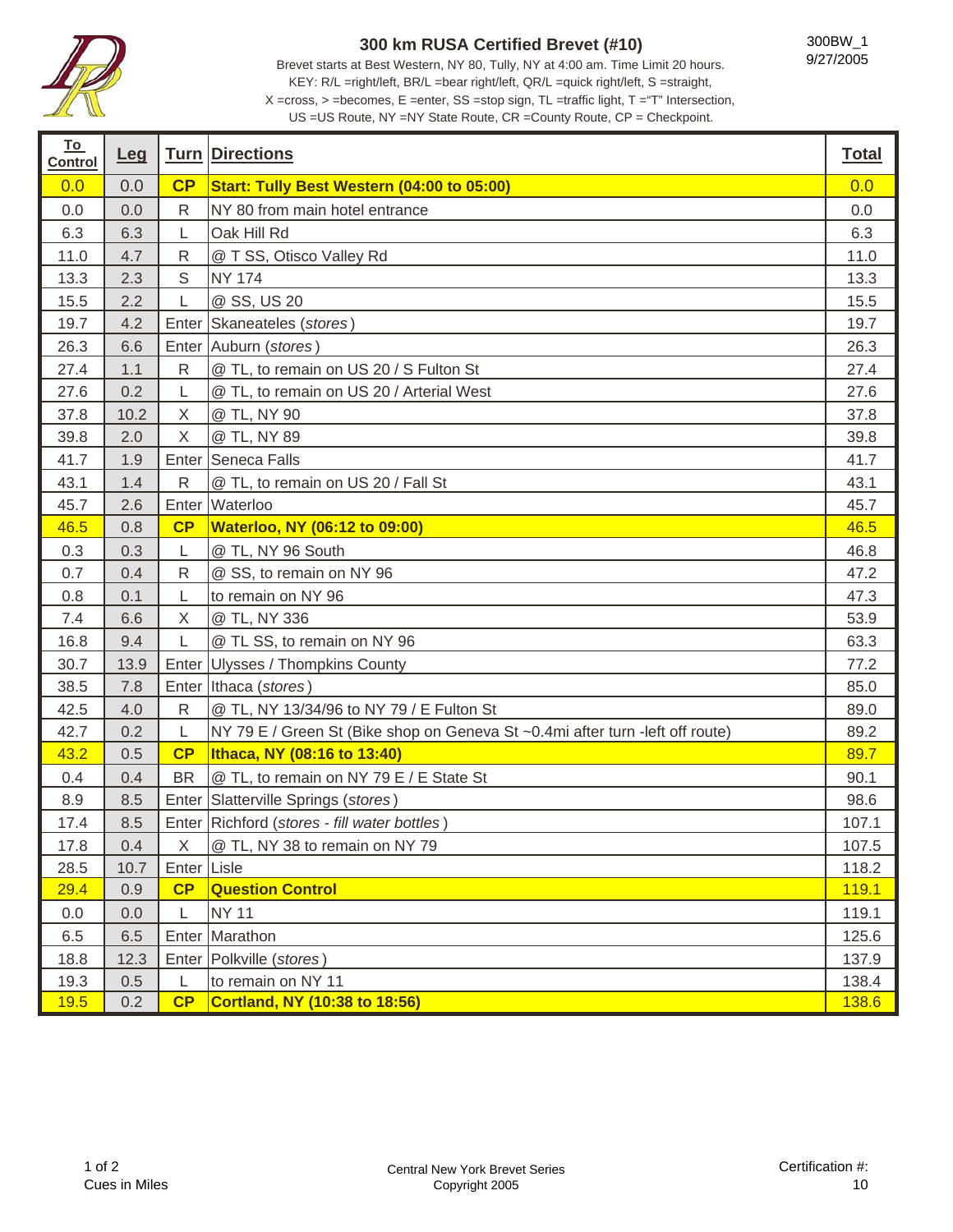# 300 km RUSA Certified Brevet (#10)

300BW_1
9/27/2005

Brevet starts at Best Western, NY 80, Tully, NY at 4:00 am. Time Limit 20 hours.
KEY: R/L =right/left, BR/L =bear right/left, QR/L =quick right/left, S =straight,
X =cross, > =becomes, E =enter, SS =stop sign, TL =traffic light, T ="T" Intersection,
US =US Route, NY =NY State Route, CR =County Route, CP = Checkpoint.

| To Control | Leg | Turn | Directions | Total |
|---|---|---|---|---|
| 0.0 | 0.0 | **CP** | **Start: Tully Best Western (04:00 to 05:00)** | 0.0 |
| 0.0 | 0.0 | R | NY 80 from main hotel entrance | 0.0 |
| 6.3 | 6.3 | L | Oak Hill Rd | 6.3 |
| 11.0 | 4.7 | R | @ T SS, Otisco Valley Rd | 11.0 |
| 13.3 | 2.3 | S | NY 174 | 13.3 |
| 15.5 | 2.2 | L | @ SS, US 20 | 15.5 |
| 19.7 | 4.2 | Enter | Skaneateles (*stores*) | 19.7 |
| 26.3 | 6.6 | Enter | Auburn (*stores*) | 26.3 |
| 27.4 | 1.1 | R | @ TL, to remain on US 20 / S Fulton St | 27.4 |
| 27.6 | 0.2 | L | @ TL, to remain on US 20 / Arterial West | 27.6 |
| 37.8 | 10.2 | X | @ TL, NY 90 | 37.8 |
| 39.8 | 2.0 | X | @ TL, NY 89 | 39.8 |
| 41.7 | 1.9 | Enter | Seneca Falls | 41.7 |
| 43.1 | 1.4 | R | @ TL, to remain on US 20 / Fall St | 43.1 |
| 45.7 | 2.6 | Enter | Waterloo | 45.7 |
| 46.5 | 0.8 | **CP** | **Waterloo, NY (06:12 to 09:00)** | 46.5 |
| 0.3 | 0.3 | L | @ TL, NY 96 South | 46.8 |
| 0.7 | 0.4 | R | @ SS, to remain on NY 96 | 47.2 |
| 0.8 | 0.1 | L | to remain on NY 96 | 47.3 |
| 7.4 | 6.6 | X | @ TL, NY 336 | 53.9 |
| 16.8 | 9.4 | L | @ TL SS, to remain on NY 96 | 63.3 |
| 30.7 | 13.9 | Enter | Ulysses / Thompkins County | 77.2 |
| 38.5 | 7.8 | Enter | Ithaca (*stores*) | 85.0 |
| 42.5 | 4.0 | R | @ TL, NY 13/34/96 to NY 79 / E Fulton St | 89.0 |
| 42.7 | 0.2 | L | NY 79 E / Green St (Bike shop on Geneva St ~0.4mi after turn -left off route) | 89.2 |
| 43.2 | 0.5 | **CP** | **Ithaca, NY (08:16 to 13:40)** | 89.7 |
| 0.4 | 0.4 | BR | @ TL, to remain on NY 79 E / E State St | 90.1 |
| 8.9 | 8.5 | Enter | Slatterville Springs (*stores*) | 98.6 |
| 17.4 | 8.5 | Enter | Richford (*stores - fill water bottles*) | 107.1 |
| 17.8 | 0.4 | X | @ TL, NY 38 to remain on NY 79 | 107.5 |
| 28.5 | 10.7 | Enter | Lisle | 118.2 |
| 29.4 | 0.9 | **CP** | **Question Control** | 119.1 |
| 0.0 | 0.0 | L | NY 11 | 119.1 |
| 6.5 | 6.5 | Enter | Marathon | 125.6 |
| 18.8 | 12.3 | Enter | Polkville (*stores*) | 137.9 |
| 19.3 | 0.5 | L | to remain on NY 11 | 138.4 |
| 19.5 | 0.2 | **CP** | **Cortland, NY (10:38 to 18:56)** | 138.6 |

Cues in Miles

Central New York Brevet Series
Copyright 2005

Certification #: 10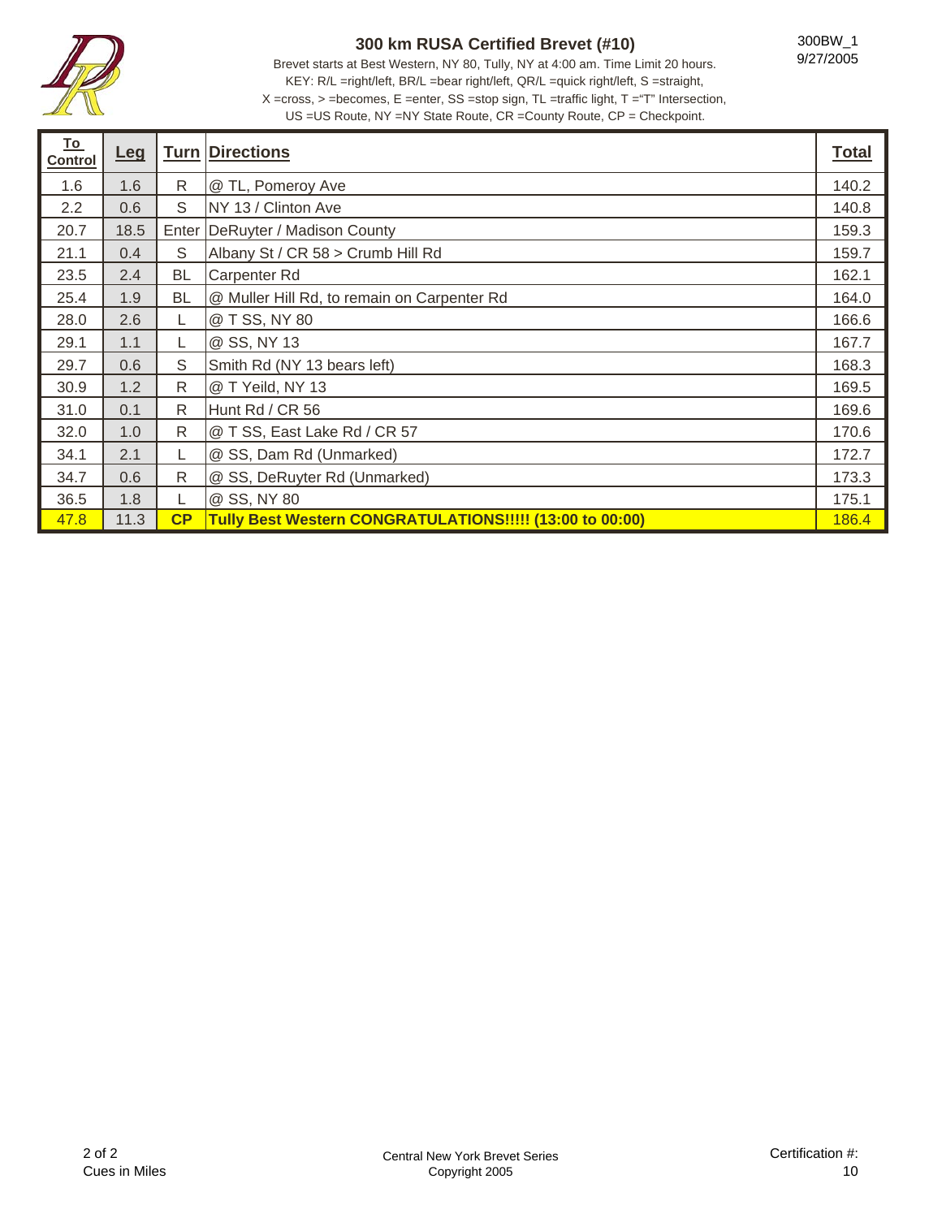## 300 km RUSA Certified Brevet (#10)

300BW_1
9/27/2005

Brevet starts at Best Western, NY 80, Tully, NY at 4:00 am. Time Limit 20 hours.
KEY: R/L =right/left, BR/L =bear right/left, QR/L =quick right/left, S =straight,
X =cross, > =becomes, E =enter, SS =stop sign, TL =traffic light, T ="T" Intersection,
US =US Route, NY =NY State Route, CR =County Route, CP = Checkpoint.

| To Control | Leg | Turn | Directions | Total |
|---|---|---|---|---|
| 1.6 | 1.6 | R | @ TL, Pomeroy Ave | 140.2 |
| 2.2 | 0.6 | S | NY 13 / Clinton Ave | 140.8 |
| 20.7 | 18.5 | Enter | DeRuyter / Madison County | 159.3 |
| 21.1 | 0.4 | S | Albany St / CR 58 > Crumb Hill Rd | 159.7 |
| 23.5 | 2.4 | BL | Carpenter Rd | 162.1 |
| 25.4 | 1.9 | BL | @ Muller Hill Rd, to remain on Carpenter Rd | 164.0 |
| 28.0 | 2.6 | L | @ T SS, NY 80 | 166.6 |
| 29.1 | 1.1 | L | @ SS, NY 13 | 167.7 |
| 29.7 | 0.6 | S | Smith Rd (NY 13 bears left) | 168.3 |
| 30.9 | 1.2 | R | @ T Yeild, NY 13 | 169.5 |
| 31.0 | 0.1 | R | Hunt Rd / CR 56 | 169.6 |
| 32.0 | 1.0 | R | @ T SS, East Lake Rd / CR 57 | 170.6 |
| 34.1 | 2.1 | L | @ SS, Dam Rd (Unmarked) | 172.7 |
| 34.7 | 0.6 | R | @ SS, DeRuyter Rd (Unmarked) | 173.3 |
| 36.5 | 1.8 | L | @ SS, NY 80 | 175.1 |
| 47.8 | 11.3 | **CP** | **Tully Best Western CONGRATULATIONS!!!!! (13:00 to 00:00)** | 186.4 |

Cues in Miles

Central New York Brevet Series
Copyright 2005

Certification #:
10